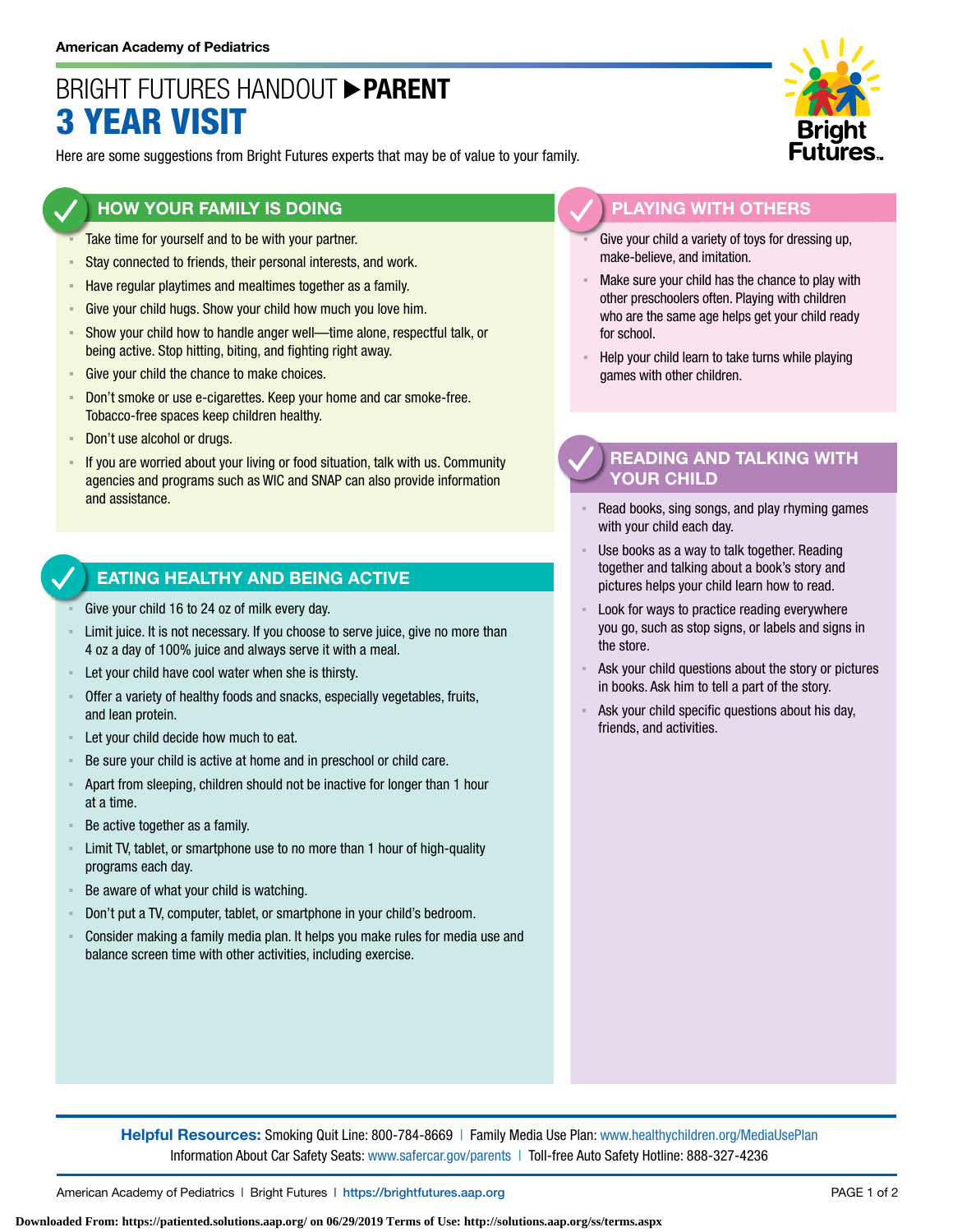American Academy of Pediatrics

# BRIGHT FUTURES HANDOUT ▶ PARENT

# 3 YEAR VISIT

Here are some suggestions from Bright Futures experts that may be of value to your family.

## HOW YOUR FAMILY IS DOING

- Take time for yourself and to be with your partner.
- Stay connected to friends, their personal interests, and work.
- Have regular playtimes and mealtimes together as a family.
- Give your child hugs. Show your child how much you love him.
- Show your child how to handle anger well—time alone, respectful talk, or being active. Stop hitting, biting, and fighting right away.
- Give your child the chance to make choices.
- Don't smoke or use e-cigarettes. Keep your home and car smoke-free. Tobacco-free spaces keep children healthy.
- Don't use alcohol or drugs.
- If you are worried about your living or food situation, talk with us. Community agencies and programs such as WIC and SNAP can also provide information and assistance.

## EATING HEALTHY AND BEING ACTIVE

- Give your child 16 to 24 oz of milk every day.
- Limit juice. It is not necessary. If you choose to serve juice, give no more than 4 oz a day of 100% juice and always serve it with a meal.
- Let your child have cool water when she is thirsty.
- Offer a variety of healthy foods and snacks, especially vegetables, fruits, and lean protein.
- Let your child decide how much to eat.
- Be sure your child is active at home and in preschool or child care.
- Apart from sleeping, children should not be inactive for longer than 1 hour at a time.
- Be active together as a family.
- Limit TV, tablet, or smartphone use to no more than 1 hour of high-quality programs each day.
- Be aware of what your child is watching.
- Don't put a TV, computer, tablet, or smartphone in your child's bedroom.
- Consider making a family media plan. It helps you make rules for media use and balance screen time with other activities, including exercise.

## PLAYING WITH OTHERS

- Give your child a variety of toys for dressing up, make-believe, and imitation.
- Make sure your child has the chance to play with other preschoolers often. Playing with children who are the same age helps get your child ready for school.
- Help your child learn to take turns while playing games with other children.

## READING AND TALKING WITH YOUR CHILD

- Read books, sing songs, and play rhyming games with your child each day.
- Use books as a way to talk together. Reading together and talking about a book's story and pictures helps your child learn how to read.
- Look for ways to practice reading everywhere you go, such as stop signs, or labels and signs in the store.
- Ask your child questions about the story or pictures in books. Ask him to tell a part of the story.
- Ask your child specific questions about his day, friends, and activities.

**Helpful Resources:** Smoking Quit Line: 800-784-8669 | Family Media Use Plan: www.healthychildren.org/MediaUsePlan
Information About Car Safety Seats: www.safercar.gov/parents | Toll-free Auto Safety Hotline: 888-327-4236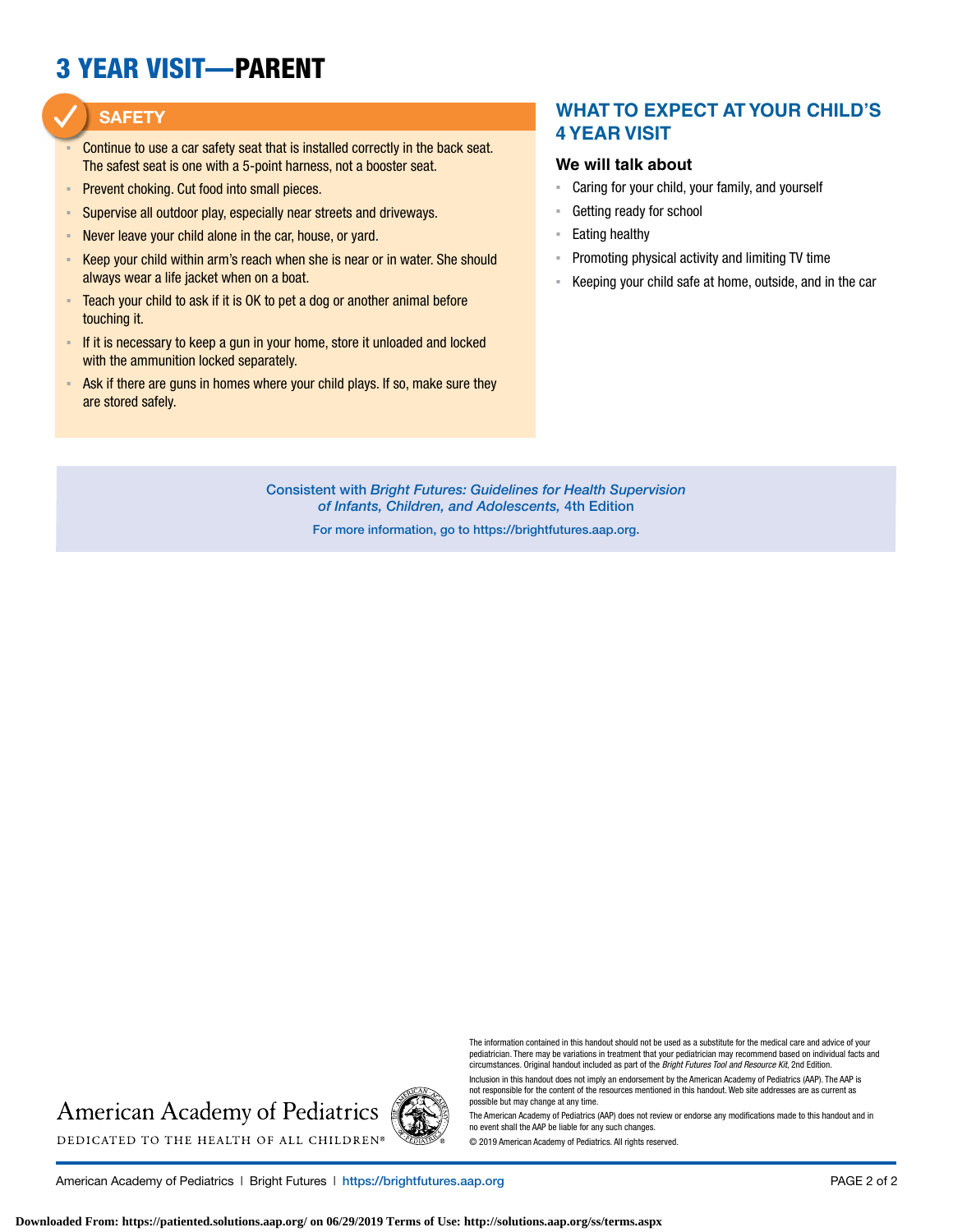# 3 YEAR VISIT—PARENT

## SAFETY

- Continue to use a car safety seat that is installed correctly in the back seat. The safest seat is one with a 5-point harness, not a booster seat.
- Prevent choking. Cut food into small pieces.
- Supervise all outdoor play, especially near streets and driveways.
- Never leave your child alone in the car, house, or yard.
- Keep your child within arm's reach when she is near or in water. She should always wear a life jacket when on a boat.
- Teach your child to ask if it is OK to pet a dog or another animal before touching it.
- If it is necessary to keep a gun in your home, store it unloaded and locked with the ammunition locked separately.
- Ask if there are guns in homes where your child plays. If so, make sure they are stored safely.

## WHAT TO EXPECT AT YOUR CHILD'S 4 YEAR VISIT

### We will talk about

- Caring for your child, your family, and yourself
- Getting ready for school
- Eating healthy
- Promoting physical activity and limiting TV time
- Keeping your child safe at home, outside, and in the car

Consistent with *Bright Futures: Guidelines for Health Supervision of Infants, Children, and Adolescents,* 4th Edition

For more information, go to https://brightfutures.aap.org.

American Academy of Pediatrics

DEDICATED TO THE HEALTH OF ALL CHILDREN®

The information contained in this handout should not be used as a substitute for the medical care and advice of your pediatrician. There may be variations in treatment that your pediatrician may recommend based on individual facts and circumstances. Original handout included as part of the *Bright Futures Tool and Resource Kit*, 2nd Edition.

Inclusion in this handout does not imply an endorsement by the American Academy of Pediatrics (AAP). The AAP is not responsible for the content of the resources mentioned in this handout. Web site addresses are as current as possible but may change at any time.

The American Academy of Pediatrics (AAP) does not review or endorse any modifications made to this handout and in no event shall the AAP be liable for any such changes.

© 2019 American Academy of Pediatrics. All rights reserved.

Downloaded From: https://patiented.solutions.aap.org/ on 06/29/2019 Terms of Use: http://solutions.aap.org/ss/terms.aspx